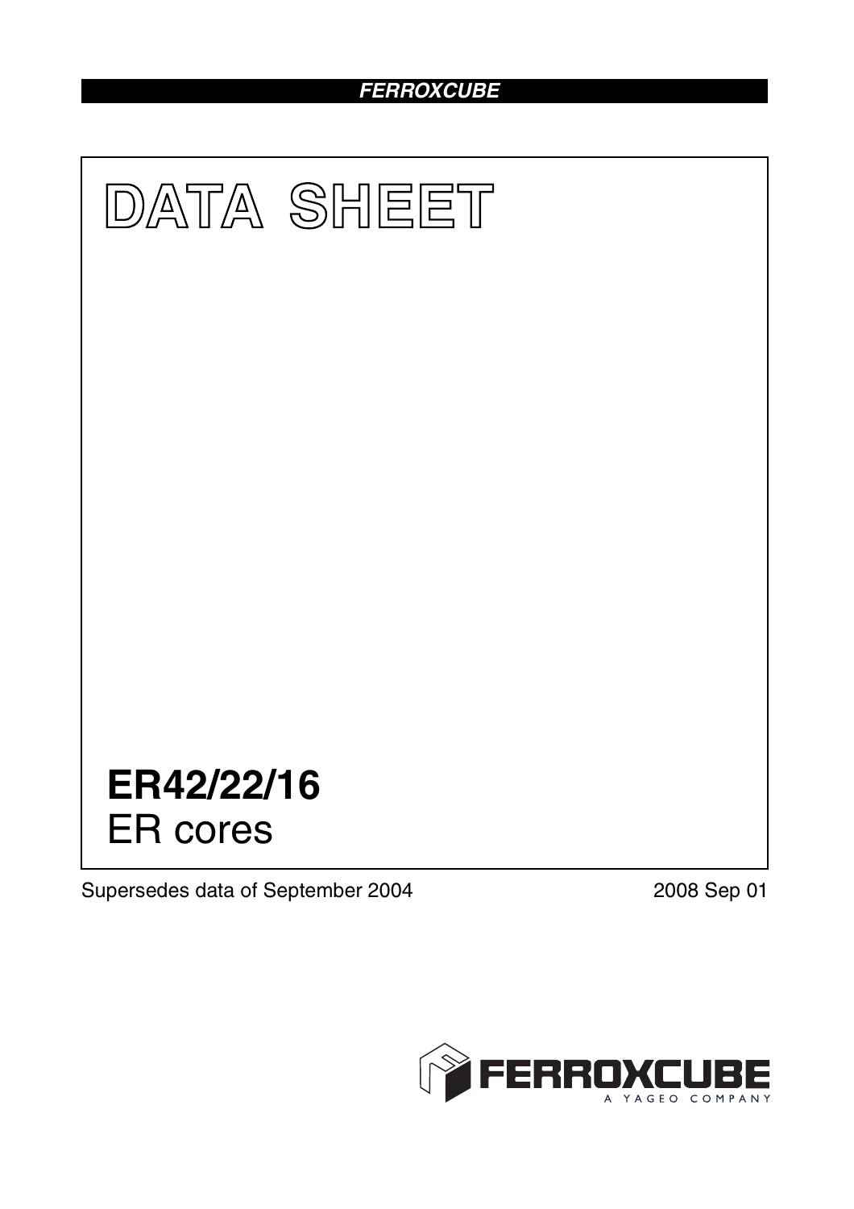**FERROXCUBE**

# DATA SHEET

## ER42/22/16
ER cores

Supersedes data of September 2004

2008 Sep 01

FERROXCUBE
A YAGEO COMPANY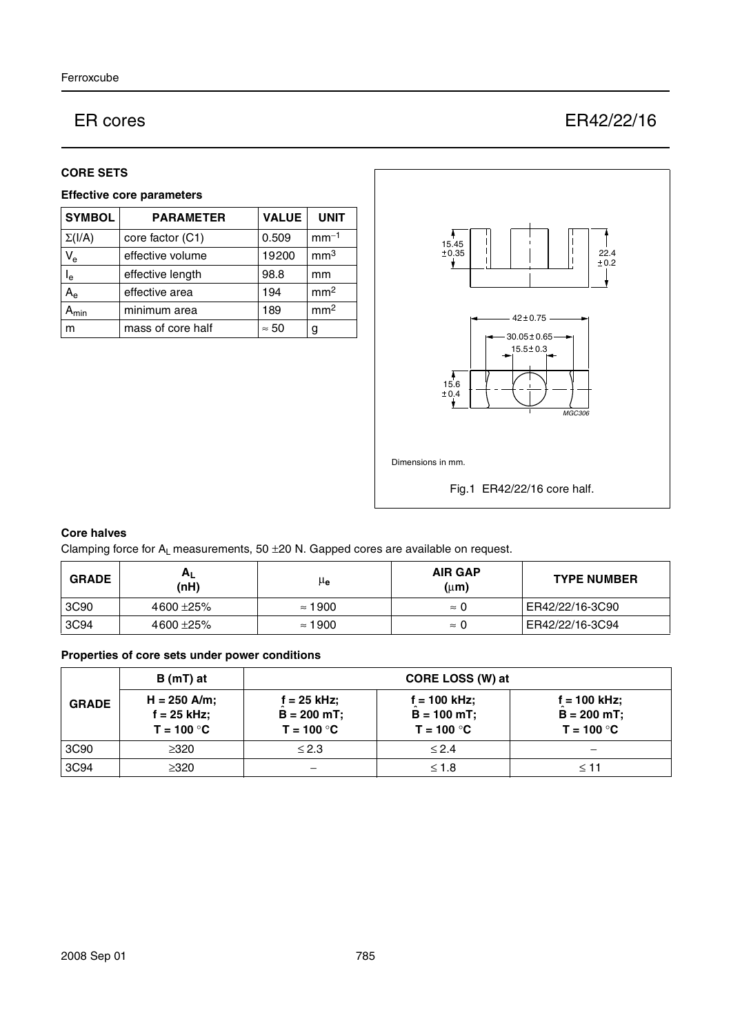# ER cores

# ER42/22/16

### CORE SETS

#### Effective core parameters

| SYMBOL | PARAMETER | VALUE | UNIT |
|---|---|---|---|
| $\Sigma(I/A)$ | core factor (C1) | 0.509 | $mm^{-1}$ |
| $V_e$ | effective volume | 19200 | $mm^3$ |
| $I_e$ | effective length | 98.8 | mm |
| $A_e$ | effective area | 194 | $mm^2$ |
| $A_{min}$ | minimum area | 189 | $mm^2$ |
| m | mass of core half | ≈ 50 | g |

Dimensions in mm.

Fig.1 ER42/22/16 core half.

#### Core halves

Clamping force for $A_L$ measurements, 50 ±20 N. Gapped cores are available on request.

| GRADE | $A_L$ (nH) | $\mu_e$ | AIR GAP ($\mu$m) | TYPE NUMBER |
|---|---|---|---|---|
| 3C90 | 4600 ±25% | ≈ 1900 | ≈ 0 | ER42/22/16-3C90 |
| 3C94 | 4600 ±25% | ≈ 1900 | ≈ 0 | ER42/22/16-3C94 |

#### Properties of core sets under power conditions

| GRADE | B (mT) at | CORE LOSS (W) at | | |
|---|---|---|---|---|
| | H = 250 A/m; f = 25 kHz; T = 100 °C | f = 25 kHz; $\hat{B}$ = 200 mT; T = 100 °C | f = 100 kHz; $\hat{B}$ = 100 mT; T = 100 °C | f = 100 kHz; $\hat{B}$ = 200 mT; T = 100 °C |
| 3C90 | ≥320 | ≤ 2.3 | ≤ 2.4 | − |
| 3C94 | ≥320 | − | ≤ 1.8 | ≤ 11 |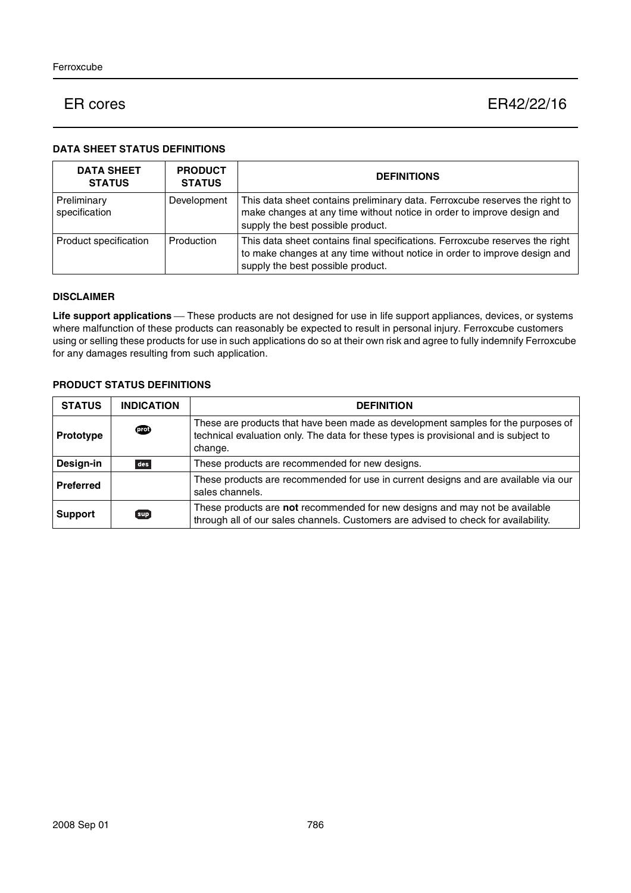## DATA SHEET STATUS DEFINITIONS

| DATA SHEET STATUS | PRODUCT STATUS | DEFINITIONS |
|---|---|---|
| Preliminary specification | Development | This data sheet contains preliminary data. Ferroxcube reserves the right to make changes at any time without notice in order to improve design and supply the best possible product. |
| Product specification | Production | This data sheet contains final specifications. Ferroxcube reserves the right to make changes at any time without notice in order to improve design and supply the best possible product. |

## DISCLAIMER

**Life support applications** — These products are not designed for use in life support appliances, devices, or systems where malfunction of these products can reasonably be expected to result in personal injury. Ferroxcube customers using or selling these products for use in such applications do so at their own risk and agree to fully indemnify Ferroxcube for any damages resulting from such application.

## PRODUCT STATUS DEFINITIONS

| STATUS | INDICATION | DEFINITION |
|---|---|---|
| **Prototype** | prot | These are products that have been made as development samples for the purposes of technical evaluation only. The data for these types is provisional and is subject to change. |
| **Design-in** | des | These products are recommended for new designs. |
| **Preferred** | | These products are recommended for use in current designs and are available via our sales channels. |
| **Support** | sup | These products are **not** recommended for new designs and may not be available through all of our sales channels. Customers are advised to check for availability. |